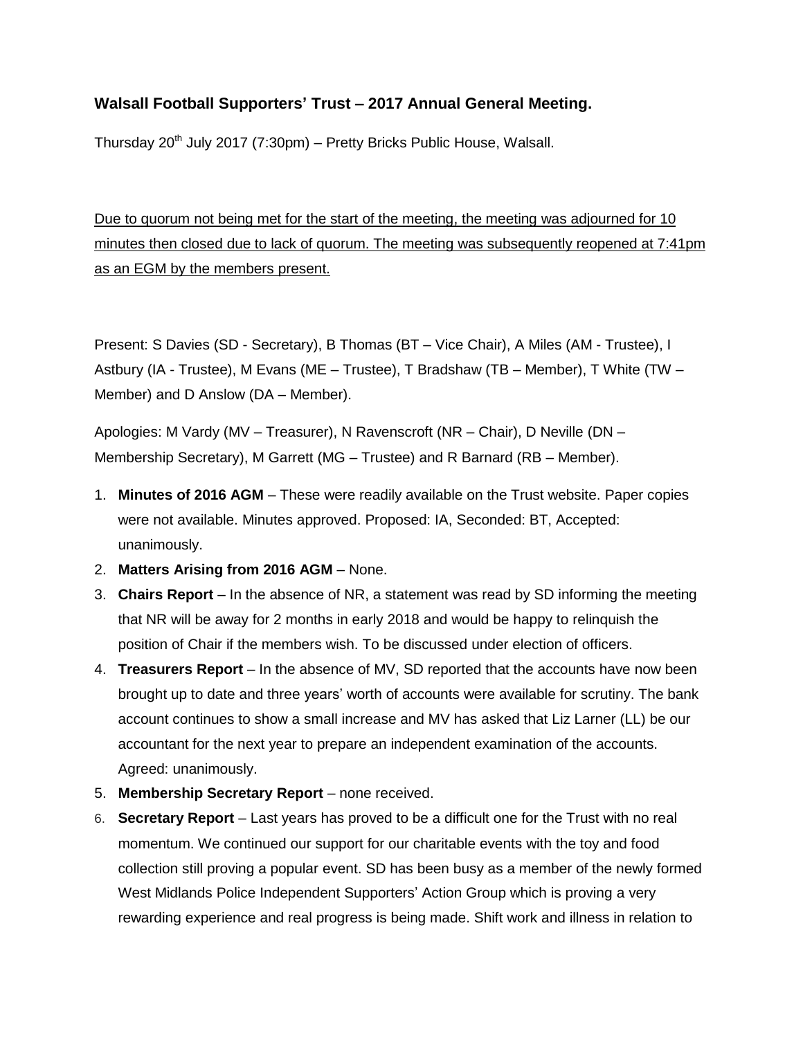**Walsall Football Supporters' Trust – 2017 Annual General Meeting.**

Thursday 20th July 2017 (7:30pm) – Pretty Bricks Public House, Walsall.

<u>Due to quorum not being met for the start of the meeting, the meeting was adjourned for 10 minutes then closed due to lack of quorum. The meeting was subsequently reopened at 7:41pm as an EGM by the members present.</u>

Present: S Davies (SD - Secretary), B Thomas (BT – Vice Chair), A Miles (AM - Trustee), I Astbury (IA - Trustee), M Evans (ME – Trustee), T Bradshaw (TB – Member), T White (TW – Member) and D Anslow (DA – Member).

Apologies: M Vardy (MV – Treasurer), N Ravenscroft (NR – Chair), D Neville (DN – Membership Secretary), M Garrett (MG – Trustee) and R Barnard (RB – Member).

1. **Minutes of 2016 AGM** – These were readily available on the Trust website. Paper copies were not available. Minutes approved. Proposed: IA, Seconded: BT, Accepted: unanimously.
2. **Matters Arising from 2016 AGM** – None.
3. **Chairs Report** – In the absence of NR, a statement was read by SD informing the meeting that NR will be away for 2 months in early 2018 and would be happy to relinquish the position of Chair if the members wish. To be discussed under election of officers.
4. **Treasurers Report** – In the absence of MV, SD reported that the accounts have now been brought up to date and three years' worth of accounts were available for scrutiny. The bank account continues to show a small increase and MV has asked that Liz Larner (LL) be our accountant for the next year to prepare an independent examination of the accounts. Agreed: unanimously.
5. **Membership Secretary Report** – none received.
6. **Secretary Report** – Last years has proved to be a difficult one for the Trust with no real momentum. We continued our support for our charitable events with the toy and food collection still proving a popular event. SD has been busy as a member of the newly formed West Midlands Police Independent Supporters' Action Group which is proving a very rewarding experience and real progress is being made. Shift work and illness in relation to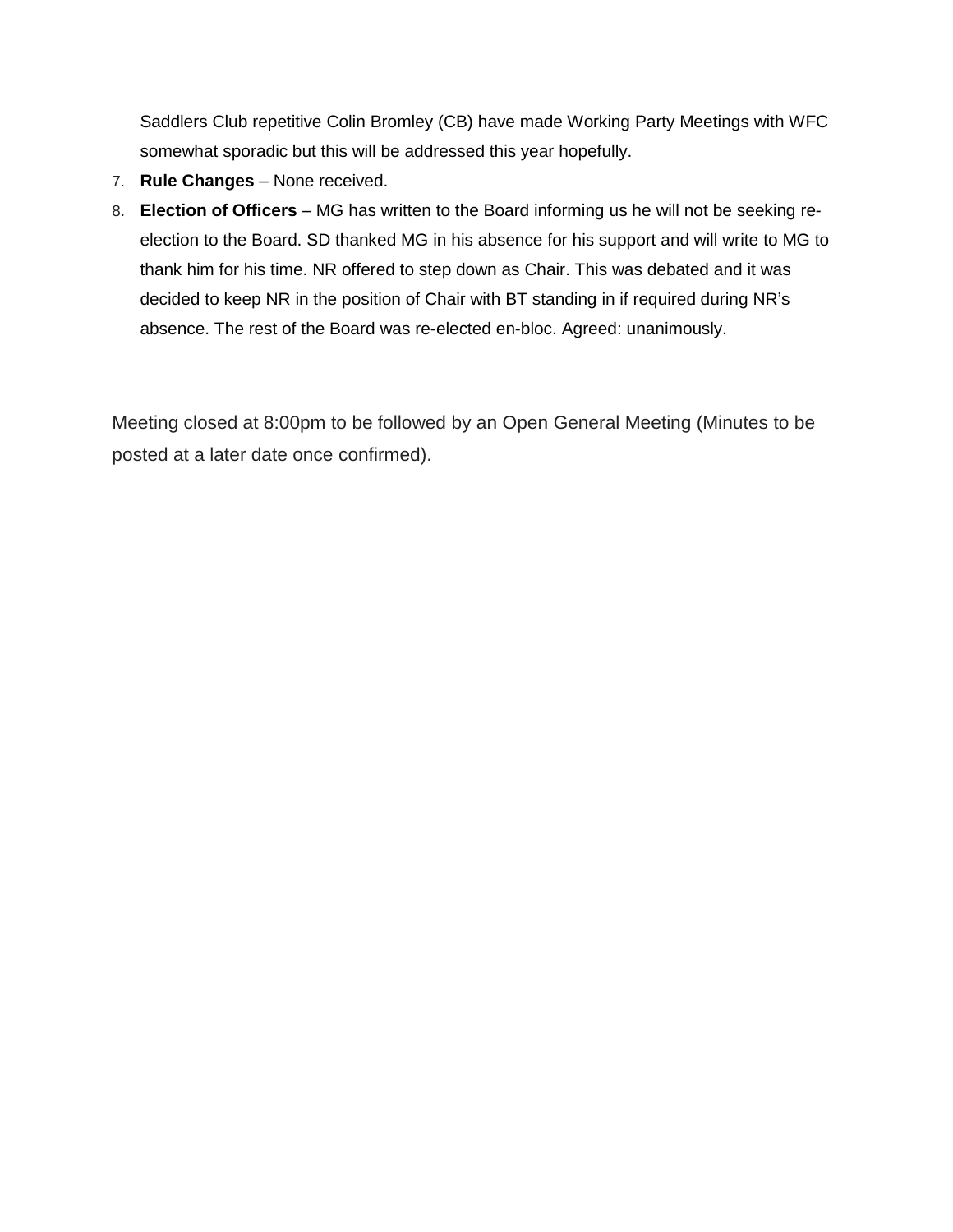Saddlers Club repetitive Colin Bromley (CB) have made Working Party Meetings with WFC somewhat sporadic but this will be addressed this year hopefully.

7. **Rule Changes** – None received.
8. **Election of Officers** – MG has written to the Board informing us he will not be seeking re-election to the Board. SD thanked MG in his absence for his support and will write to MG to thank him for his time. NR offered to step down as Chair. This was debated and it was decided to keep NR in the position of Chair with BT standing in if required during NR's absence. The rest of the Board was re-elected en-bloc. Agreed: unanimously.

Meeting closed at 8:00pm to be followed by an Open General Meeting (Minutes to be posted at a later date once confirmed).